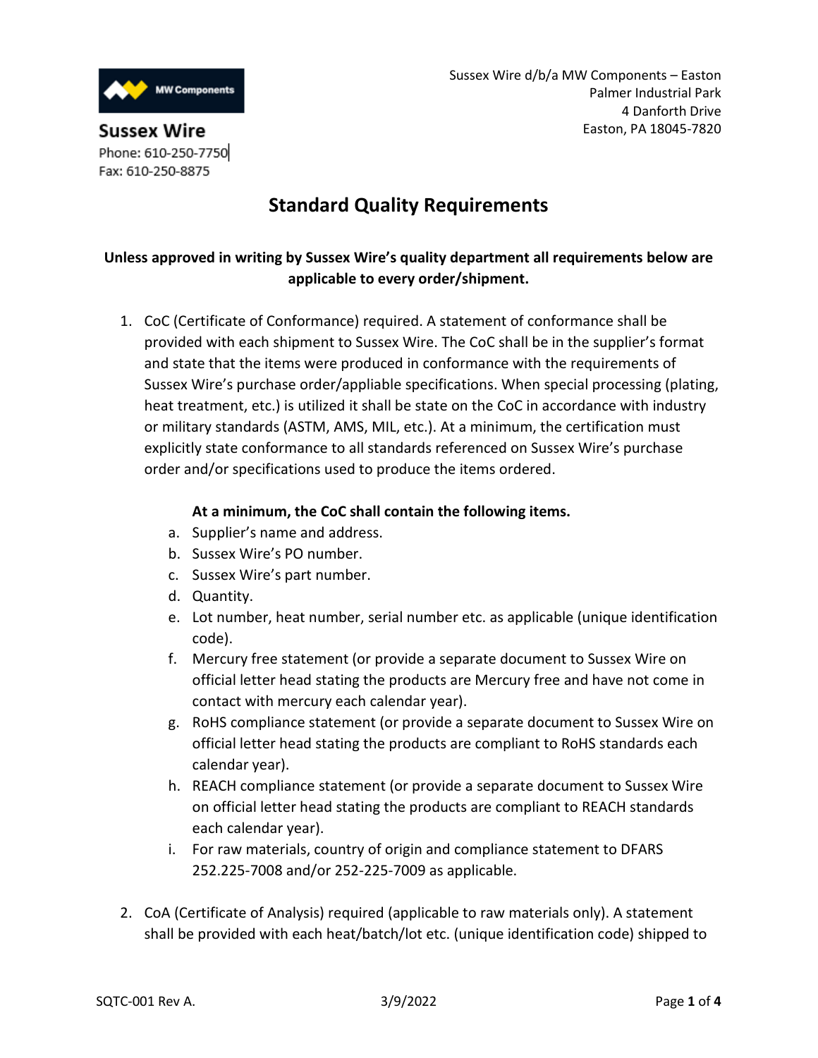MW Components

**Sussex Wire**
Phone: 610-250-7750
Fax: 610-250-8875

Sussex Wire d/b/a MW Components – Easton
Palmer Industrial Park
4 Danforth Drive
Easton, PA 18045-7820

# Standard Quality Requirements

**Unless approved in writing by Sussex Wire's quality department all requirements below are applicable to every order/shipment.**

1. CoC (Certificate of Conformance) required. A statement of conformance shall be provided with each shipment to Sussex Wire. The CoC shall be in the supplier's format and state that the items were produced in conformance with the requirements of Sussex Wire's purchase order/appliable specifications. When special processing (plating, heat treatment, etc.) is utilized it shall be state on the CoC in accordance with industry or military standards (ASTM, AMS, MIL, etc.). At a minimum, the certification must explicitly state conformance to all standards referenced on Sussex Wire's purchase order and/or specifications used to produce the items ordered.

   **At a minimum, the CoC shall contain the following items.**

   a. Supplier's name and address.
   b. Sussex Wire's PO number.
   c. Sussex Wire's part number.
   d. Quantity.
   e. Lot number, heat number, serial number etc. as applicable (unique identification code).
   f. Mercury free statement (or provide a separate document to Sussex Wire on official letter head stating the products are Mercury free and have not come in contact with mercury each calendar year).
   g. RoHS compliance statement (or provide a separate document to Sussex Wire on official letter head stating the products are compliant to RoHS standards each calendar year).
   h. REACH compliance statement (or provide a separate document to Sussex Wire on official letter head stating the products are compliant to REACH standards each calendar year).
   i. For raw materials, country of origin and compliance statement to DFARS 252.225-7008 and/or 252-225-7009 as applicable.

2. CoA (Certificate of Analysis) required (applicable to raw materials only). A statement shall be provided with each heat/batch/lot etc. (unique identification code) shipped to

SQTC-001 Rev A. 3/9/2022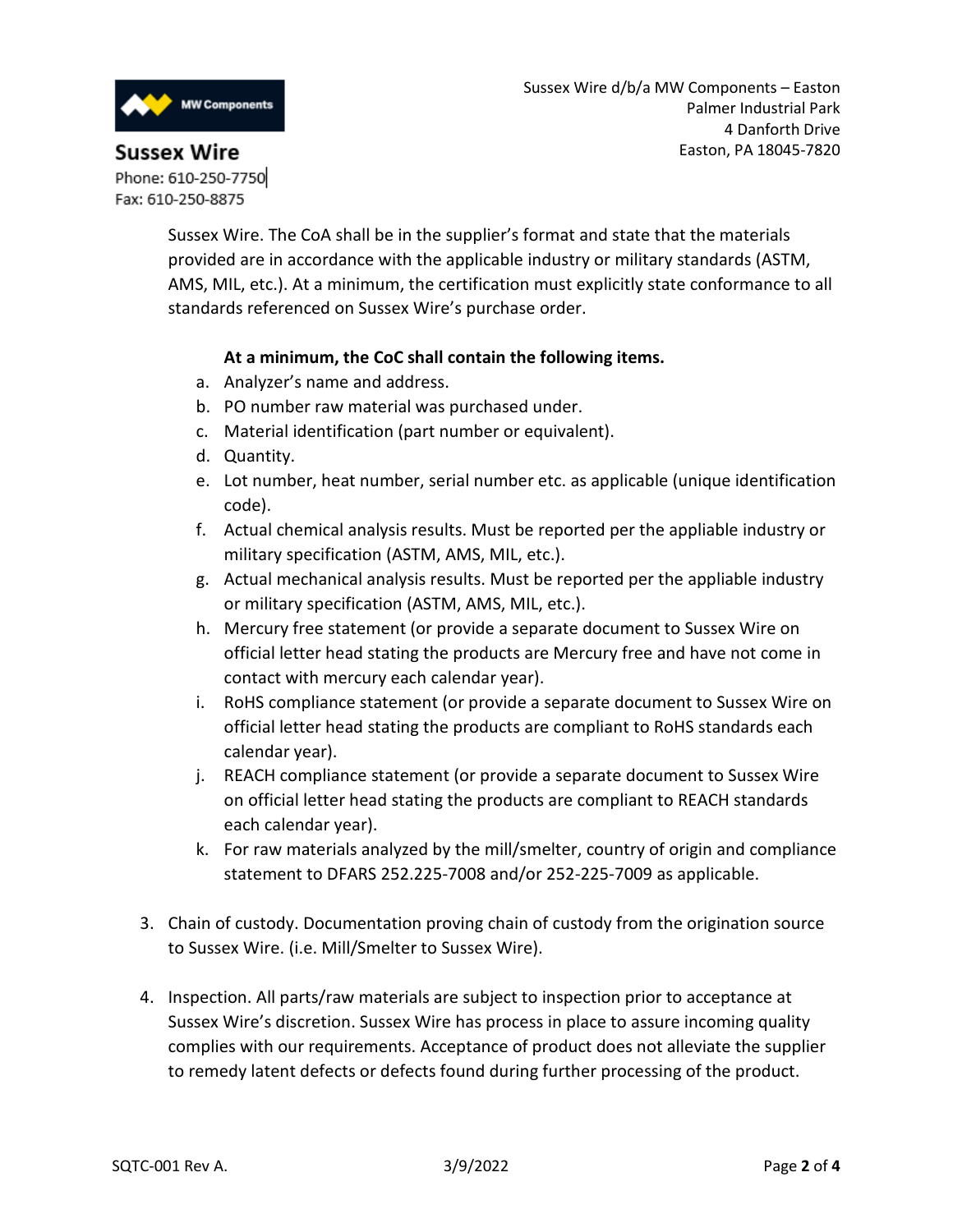Sussex Wire. The CoA shall be in the supplier's format and state that the materials provided are in accordance with the applicable industry or military standards (ASTM, AMS, MIL, etc.). At a minimum, the certification must explicitly state conformance to all standards referenced on Sussex Wire's purchase order.

**At a minimum, the CoC shall contain the following items.**

a. Analyzer's name and address.
b. PO number raw material was purchased under.
c. Material identification (part number or equivalent).
d. Quantity.
e. Lot number, heat number, serial number etc. as applicable (unique identification code).
f. Actual chemical analysis results. Must be reported per the appliable industry or military specification (ASTM, AMS, MIL, etc.).
g. Actual mechanical analysis results. Must be reported per the appliable industry or military specification (ASTM, AMS, MIL, etc.).
h. Mercury free statement (or provide a separate document to Sussex Wire on official letter head stating the products are Mercury free and have not come in contact with mercury each calendar year).
i. RoHS compliance statement (or provide a separate document to Sussex Wire on official letter head stating the products are compliant to RoHS standards each calendar year).
j. REACH compliance statement (or provide a separate document to Sussex Wire on official letter head stating the products are compliant to REACH standards each calendar year).
k. For raw materials analyzed by the mill/smelter, country of origin and compliance statement to DFARS 252.225-7008 and/or 252-225-7009 as applicable.

3. Chain of custody. Documentation proving chain of custody from the origination source to Sussex Wire. (i.e. Mill/Smelter to Sussex Wire).

4. Inspection. All parts/raw materials are subject to inspection prior to acceptance at Sussex Wire's discretion. Sussex Wire has process in place to assure incoming quality complies with our requirements. Acceptance of product does not alleviate the supplier to remedy latent defects or defects found during further processing of the product.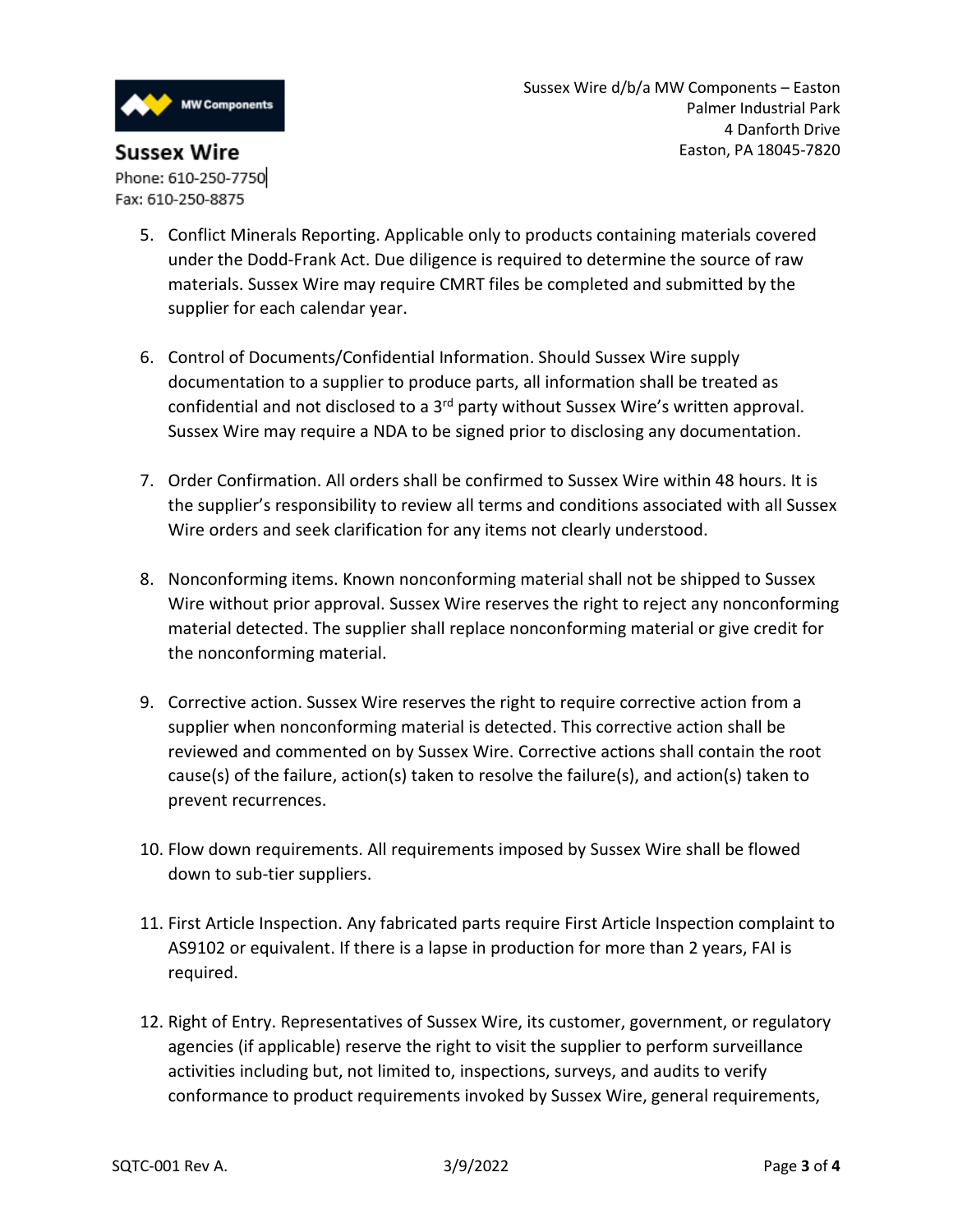5. Conflict Minerals Reporting. Applicable only to products containing materials covered under the Dodd-Frank Act. Due diligence is required to determine the source of raw materials. Sussex Wire may require CMRT files be completed and submitted by the supplier for each calendar year.

6. Control of Documents/Confidential Information. Should Sussex Wire supply documentation to a supplier to produce parts, all information shall be treated as confidential and not disclosed to a 3rd party without Sussex Wire's written approval. Sussex Wire may require a NDA to be signed prior to disclosing any documentation.

7. Order Confirmation. All orders shall be confirmed to Sussex Wire within 48 hours. It is the supplier's responsibility to review all terms and conditions associated with all Sussex Wire orders and seek clarification for any items not clearly understood.

8. Nonconforming items. Known nonconforming material shall not be shipped to Sussex Wire without prior approval. Sussex Wire reserves the right to reject any nonconforming material detected. The supplier shall replace nonconforming material or give credit for the nonconforming material.

9. Corrective action. Sussex Wire reserves the right to require corrective action from a supplier when nonconforming material is detected. This corrective action shall be reviewed and commented on by Sussex Wire. Corrective actions shall contain the root cause(s) of the failure, action(s) taken to resolve the failure(s), and action(s) taken to prevent recurrences.

10. Flow down requirements. All requirements imposed by Sussex Wire shall be flowed down to sub-tier suppliers.

11. First Article Inspection. Any fabricated parts require First Article Inspection complaint to AS9102 or equivalent. If there is a lapse in production for more than 2 years, FAI is required.

12. Right of Entry. Representatives of Sussex Wire, its customer, government, or regulatory agencies (if applicable) reserve the right to visit the supplier to perform surveillance activities including but, not limited to, inspections, surveys, and audits to verify conformance to product requirements invoked by Sussex Wire, general requirements,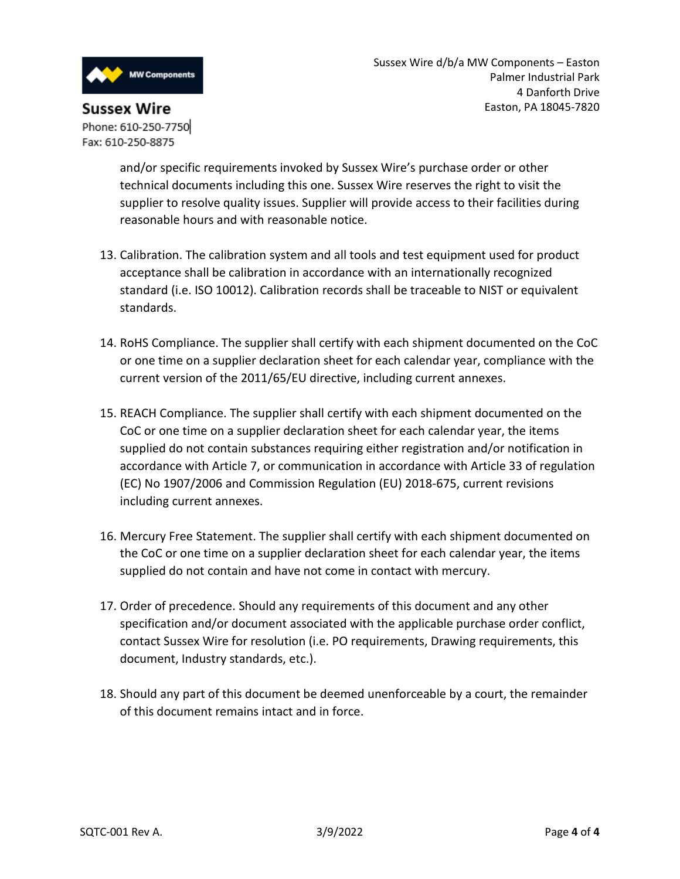and/or specific requirements invoked by Sussex Wire's purchase order or other technical documents including this one. Sussex Wire reserves the right to visit the supplier to resolve quality issues. Supplier will provide access to their facilities during reasonable hours and with reasonable notice.

13. Calibration. The calibration system and all tools and test equipment used for product acceptance shall be calibration in accordance with an internationally recognized standard (i.e. ISO 10012). Calibration records shall be traceable to NIST or equivalent standards.

14. RoHS Compliance. The supplier shall certify with each shipment documented on the CoC or one time on a supplier declaration sheet for each calendar year, compliance with the current version of the 2011/65/EU directive, including current annexes.

15. REACH Compliance. The supplier shall certify with each shipment documented on the CoC or one time on a supplier declaration sheet for each calendar year, the items supplied do not contain substances requiring either registration and/or notification in accordance with Article 7, or communication in accordance with Article 33 of regulation (EC) No 1907/2006 and Commission Regulation (EU) 2018-675, current revisions including current annexes.

16. Mercury Free Statement. The supplier shall certify with each shipment documented on the CoC or one time on a supplier declaration sheet for each calendar year, the items supplied do not contain and have not come in contact with mercury.

17. Order of precedence. Should any requirements of this document and any other specification and/or document associated with the applicable purchase order conflict, contact Sussex Wire for resolution (i.e. PO requirements, Drawing requirements, this document, Industry standards, etc.).

18. Should any part of this document be deemed unenforceable by a court, the remainder of this document remains intact and in force.